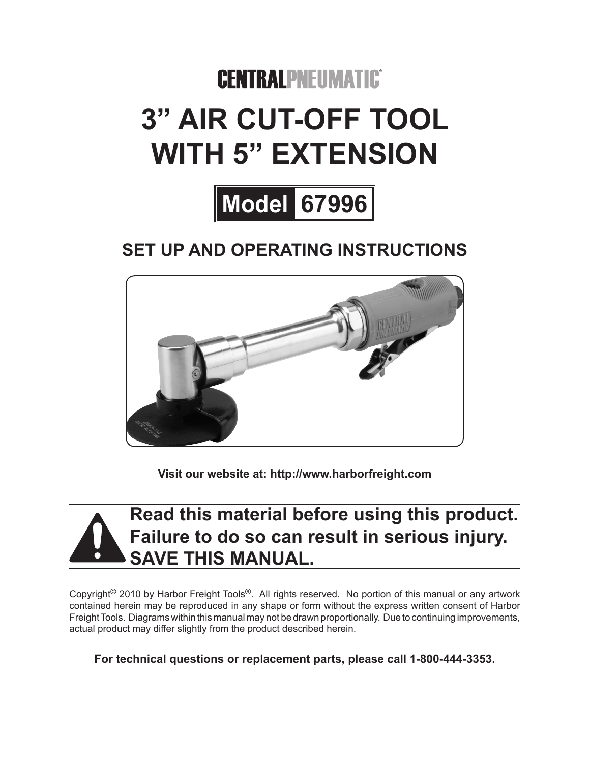**CENTRALPNEUMATIC®**

# 3" AIR CUT-OFF TOOL WITH 5" EXTENSION

## Model 67996

## SET UP AND OPERATING INSTRUCTIONS

**Visit our website at: http://www.harborfreight.com**

**Read this material before using this product. Failure to do so can result in serious injury. SAVE THIS MANUAL.**

Copyright© 2010 by Harbor Freight Tools®. All rights reserved. No portion of this manual or any artwork contained herein may be reproduced in any shape or form without the express written consent of Harbor Freight Tools. Diagrams within this manual may not be drawn proportionally. Due to continuing improvements, actual product may differ slightly from the product described herein.

**For technical questions or replacement parts, please call 1-800-444-3353.**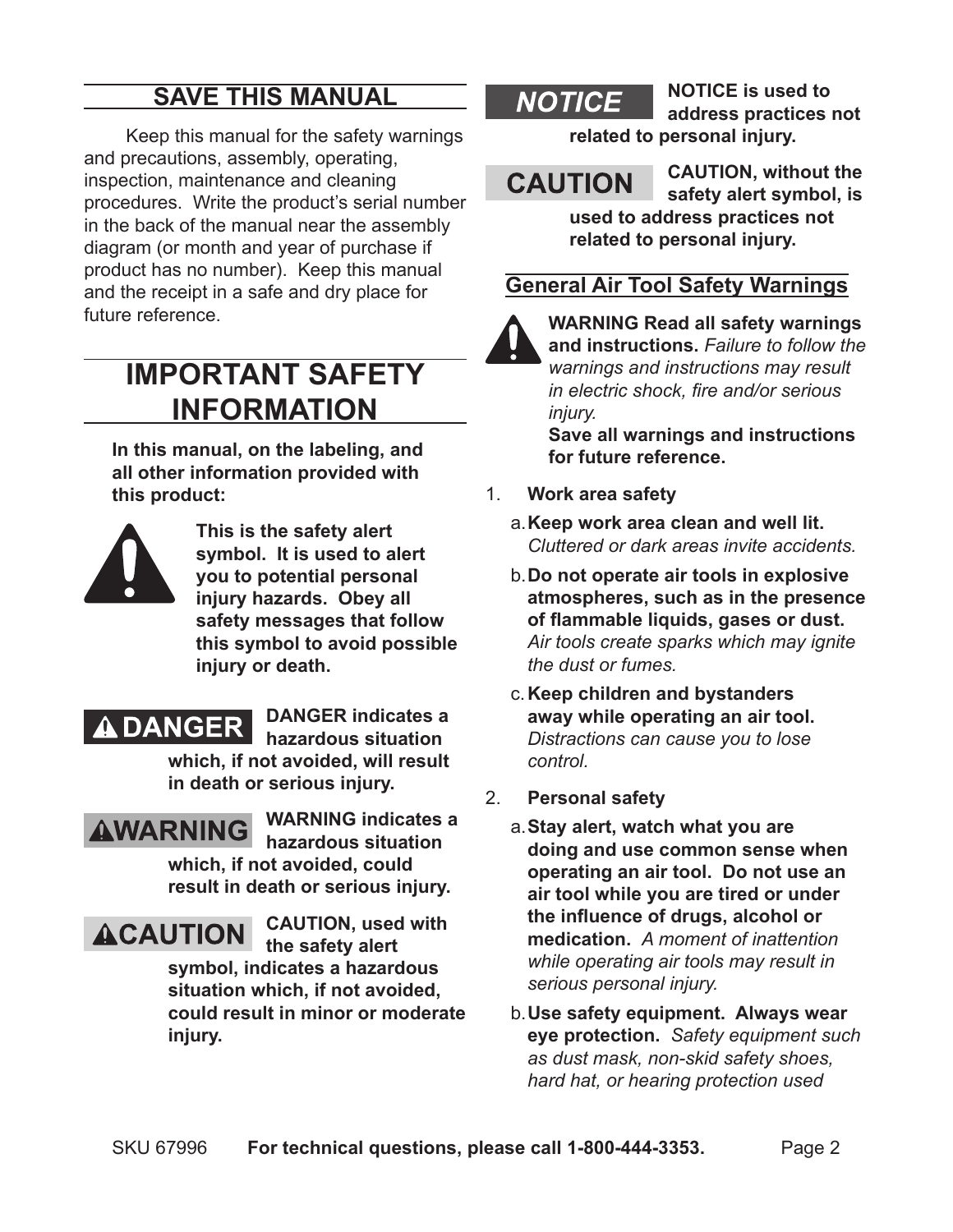## SAVE THIS MANUAL

Keep this manual for the safety warnings and precautions, assembly, operating, inspection, maintenance and cleaning procedures. Write the product's serial number in the back of the manual near the assembly diagram (or month and year of purchase if product has no number). Keep this manual and the receipt in a safe and dry place for future reference.

# IMPORTANT SAFETY INFORMATION

**In this manual, on the labeling, and all other information provided with this product:**

**This is the safety alert symbol. It is used to alert you to potential personal injury hazards. Obey all safety messages that follow this symbol to avoid possible injury or death.**

**DANGER** — **DANGER indicates a hazardous situation which, if not avoided, will result in death or serious injury.**

**WARNING** — **WARNING indicates a hazardous situation which, if not avoided, could result in death or serious injury.**

**CAUTION** — **CAUTION, used with the safety alert symbol, indicates a hazardous situation which, if not avoided, could result in minor or moderate injury.**

**NOTICE** — **NOTICE is used to address practices not related to personal injury.**

**CAUTION** — **CAUTION, without the safety alert symbol, is used to address practices not related to personal injury.**

## General Air Tool Safety Warnings

**WARNING Read all safety warnings and instructions.** *Failure to follow the warnings and instructions may result in electric shock, fire and/or serious injury.*

**Save all warnings and instructions for future reference.**

1. **Work area safety**
   a. **Keep work area clean and well lit.** *Cluttered or dark areas invite accidents.*
   b. **Do not operate air tools in explosive atmospheres, such as in the presence of flammable liquids, gases or dust.** *Air tools create sparks which may ignite the dust or fumes.*
   c. **Keep children and bystanders away while operating an air tool.** *Distractions can cause you to lose control.*
2. **Personal safety**
   a. **Stay alert, watch what you are doing and use common sense when operating an air tool. Do not use an air tool while you are tired or under the influence of drugs, alcohol or medication.** *A moment of inattention while operating air tools may result in serious personal injury.*
   b. **Use safety equipment. Always wear eye protection.** *Safety equipment such as dust mask, non-skid safety shoes, hard hat, or hearing protection used*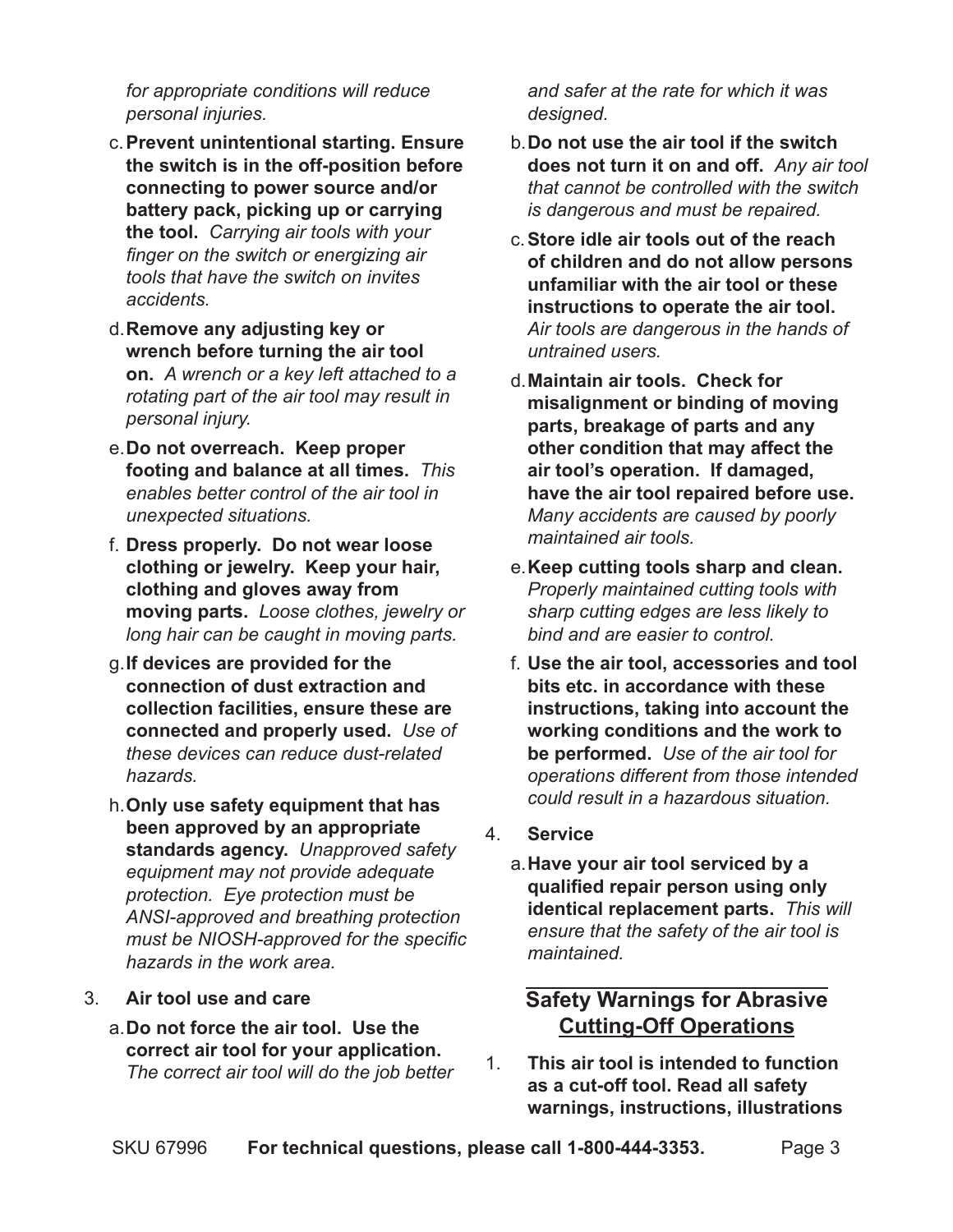*for appropriate conditions will reduce personal injuries.*

c. **Prevent unintentional starting. Ensure the switch is in the off-position before connecting to power source and/or battery pack, picking up or carrying the tool.** *Carrying air tools with your finger on the switch or energizing air tools that have the switch on invites accidents.*

d. **Remove any adjusting key or wrench before turning the air tool on.** *A wrench or a key left attached to a rotating part of the air tool may result in personal injury.*

e. **Do not overreach. Keep proper footing and balance at all times.** *This enables better control of the air tool in unexpected situations.*

f. **Dress properly. Do not wear loose clothing or jewelry. Keep your hair, clothing and gloves away from moving parts.** *Loose clothes, jewelry or long hair can be caught in moving parts.*

g. **If devices are provided for the connection of dust extraction and collection facilities, ensure these are connected and properly used.** *Use of these devices can reduce dust-related hazards.*

h. **Only use safety equipment that has been approved by an appropriate standards agency.** *Unapproved safety equipment may not provide adequate protection. Eye protection must be ANSI-approved and breathing protection must be NIOSH-approved for the specific hazards in the work area.*

3. **Air tool use and care**

a. **Do not force the air tool. Use the correct air tool for your application.** *The correct air tool will do the job better and safer at the rate for which it was designed.*

b. **Do not use the air tool if the switch does not turn it on and off.** *Any air tool that cannot be controlled with the switch is dangerous and must be repaired.*

c. **Store idle air tools out of the reach of children and do not allow persons unfamiliar with the air tool or these instructions to operate the air tool.** *Air tools are dangerous in the hands of untrained users.*

d. **Maintain air tools. Check for misalignment or binding of moving parts, breakage of parts and any other condition that may affect the air tool's operation. If damaged, have the air tool repaired before use.** *Many accidents are caused by poorly maintained air tools.*

e. **Keep cutting tools sharp and clean.** *Properly maintained cutting tools with sharp cutting edges are less likely to bind and are easier to control.*

f. **Use the air tool, accessories and tool bits etc. in accordance with these instructions, taking into account the working conditions and the work to be performed.** *Use of the air tool for operations different from those intended could result in a hazardous situation.*

4. **Service**

a. **Have your air tool serviced by a qualified repair person using only identical replacement parts.** *This will ensure that the safety of the air tool is maintained.*

## Safety Warnings for Abrasive Cutting-Off Operations

1. **This air tool is intended to function as a cut-off tool. Read all safety warnings, instructions, illustrations**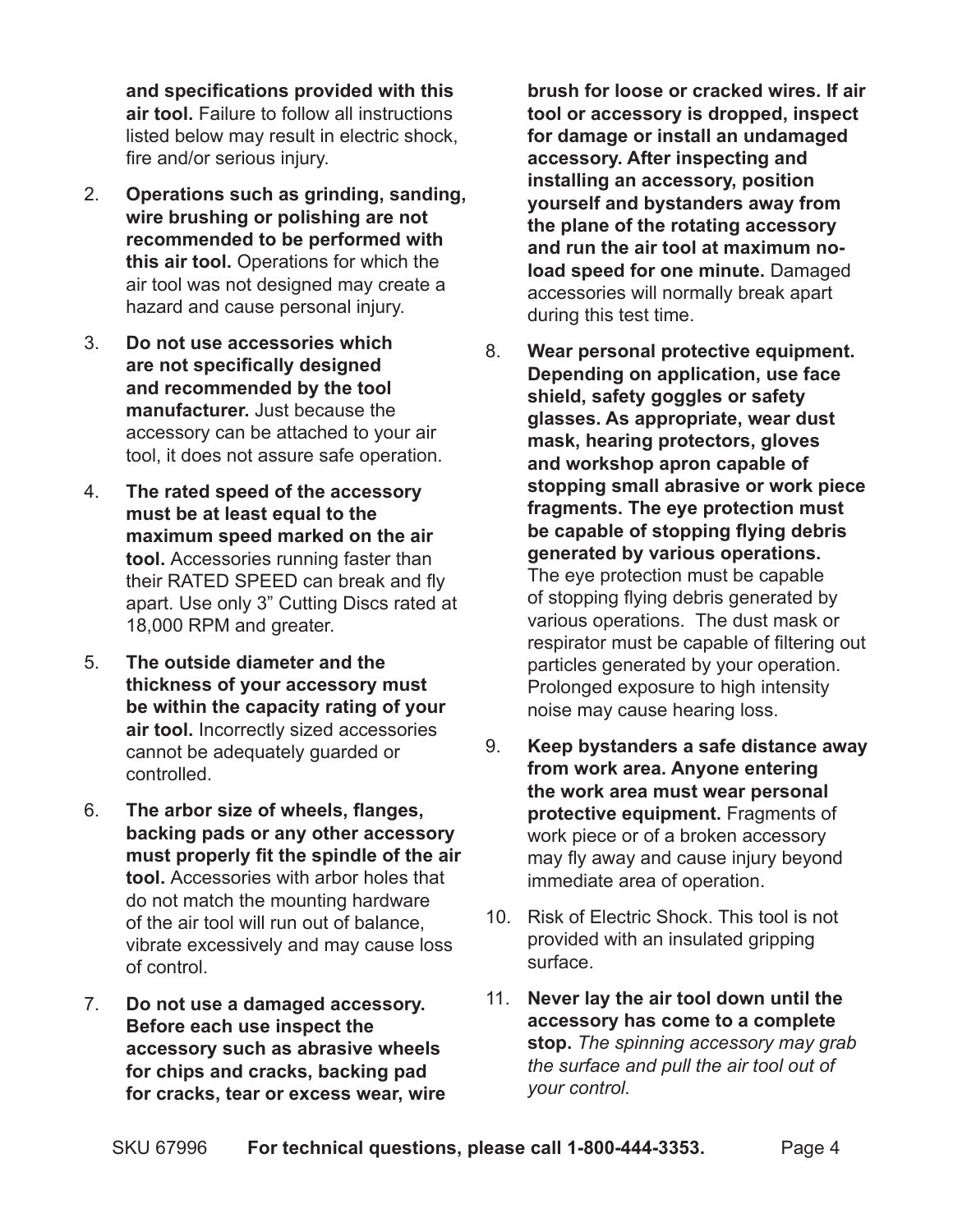**and specifications provided with this air tool.** Failure to follow all instructions listed below may result in electric shock, fire and/or serious injury.

2. **Operations such as grinding, sanding, wire brushing or polishing are not recommended to be performed with this air tool.** Operations for which the air tool was not designed may create a hazard and cause personal injury.
3. **Do not use accessories which are not specifically designed and recommended by the tool manufacturer.** Just because the accessory can be attached to your air tool, it does not assure safe operation.
4. **The rated speed of the accessory must be at least equal to the maximum speed marked on the air tool.** Accessories running faster than their RATED SPEED can break and fly apart. Use only 3" Cutting Discs rated at 18,000 RPM and greater.
5. **The outside diameter and the thickness of your accessory must be within the capacity rating of your air tool.** Incorrectly sized accessories cannot be adequately guarded or controlled.
6. **The arbor size of wheels, flanges, backing pads or any other accessory must properly fit the spindle of the air tool.** Accessories with arbor holes that do not match the mounting hardware of the air tool will run out of balance, vibrate excessively and may cause loss of control.
7. **Do not use a damaged accessory. Before each use inspect the accessory such as abrasive wheels for chips and cracks, backing pad for cracks, tear or excess wear, wire brush for loose or cracked wires. If air tool or accessory is dropped, inspect for damage or install an undamaged accessory. After inspecting and installing an accessory, position yourself and bystanders away from the plane of the rotating accessory and run the air tool at maximum no-load speed for one minute.** Damaged accessories will normally break apart during this test time.
8. **Wear personal protective equipment. Depending on application, use face shield, safety goggles or safety glasses. As appropriate, wear dust mask, hearing protectors, gloves and workshop apron capable of stopping small abrasive or work piece fragments. The eye protection must be capable of stopping flying debris generated by various operations.** The eye protection must be capable of stopping flying debris generated by various operations. The dust mask or respirator must be capable of filtering out particles generated by your operation. Prolonged exposure to high intensity noise may cause hearing loss.
9. **Keep bystanders a safe distance away from work area. Anyone entering the work area must wear personal protective equipment.** Fragments of work piece or of a broken accessory may fly away and cause injury beyond immediate area of operation.
10. Risk of Electric Shock. This tool is not provided with an insulated gripping surface.
11. **Never lay the air tool down until the accessory has come to a complete stop.** *The spinning accessory may grab the surface and pull the air tool out of your control.*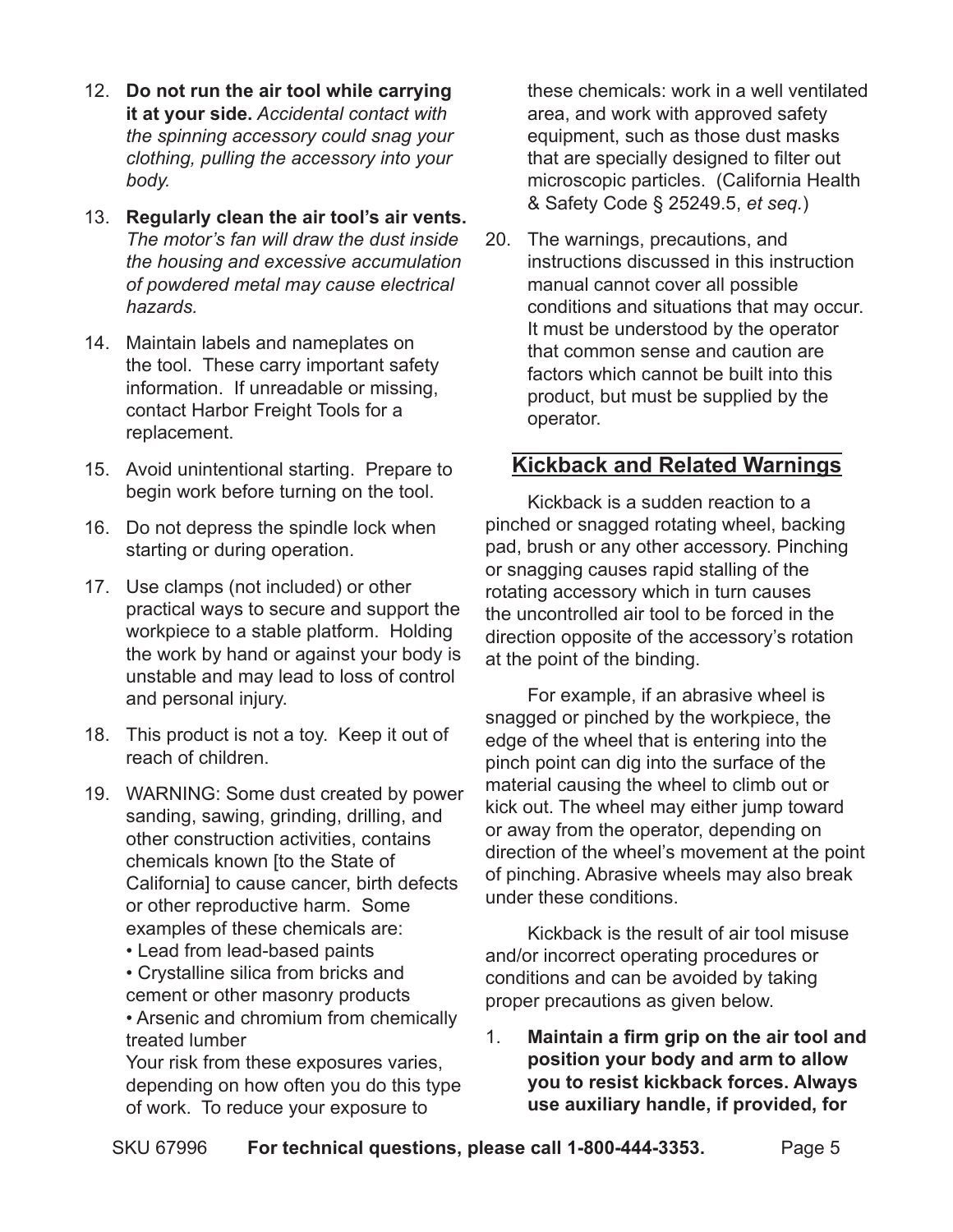12. **Do not run the air tool while carrying it at your side.** *Accidental contact with the spinning accessory could snag your clothing, pulling the accessory into your body.*
13. **Regularly clean the air tool's air vents.** *The motor's fan will draw the dust inside the housing and excessive accumulation of powdered metal may cause electrical hazards.*
14. Maintain labels and nameplates on the tool. These carry important safety information. If unreadable or missing, contact Harbor Freight Tools for a replacement.
15. Avoid unintentional starting. Prepare to begin work before turning on the tool.
16. Do not depress the spindle lock when starting or during operation.
17. Use clamps (not included) or other practical ways to secure and support the workpiece to a stable platform. Holding the work by hand or against your body is unstable and may lead to loss of control and personal injury.
18. This product is not a toy. Keep it out of reach of children.
19. WARNING: Some dust created by power sanding, sawing, grinding, drilling, and other construction activities, contains chemicals known [to the State of California] to cause cancer, birth defects or other reproductive harm. Some examples of these chemicals are:
    - Lead from lead-based paints
    - Crystalline silica from bricks and cement or other masonry products
    - Arsenic and chromium from chemically treated lumber

    Your risk from these exposures varies, depending on how often you do this type of work. To reduce your exposure to these chemicals: work in a well ventilated area, and work with approved safety equipment, such as those dust masks that are specially designed to filter out microscopic particles. (California Health & Safety Code § 25249.5, *et seq.*)
20. The warnings, precautions, and instructions discussed in this instruction manual cannot cover all possible conditions and situations that may occur. It must be understood by the operator that common sense and caution are factors which cannot be built into this product, but must be supplied by the operator.

## Kickback and Related Warnings

Kickback is a sudden reaction to a pinched or snagged rotating wheel, backing pad, brush or any other accessory. Pinching or snagging causes rapid stalling of the rotating accessory which in turn causes the uncontrolled air tool to be forced in the direction opposite of the accessory's rotation at the point of the binding.

For example, if an abrasive wheel is snagged or pinched by the workpiece, the edge of the wheel that is entering into the pinch point can dig into the surface of the material causing the wheel to climb out or kick out. The wheel may either jump toward or away from the operator, depending on direction of the wheel's movement at the point of pinching. Abrasive wheels may also break under these conditions.

Kickback is the result of air tool misuse and/or incorrect operating procedures or conditions and can be avoided by taking proper precautions as given below.

1. **Maintain a firm grip on the air tool and position your body and arm to allow you to resist kickback forces. Always use auxiliary handle, if provided, for**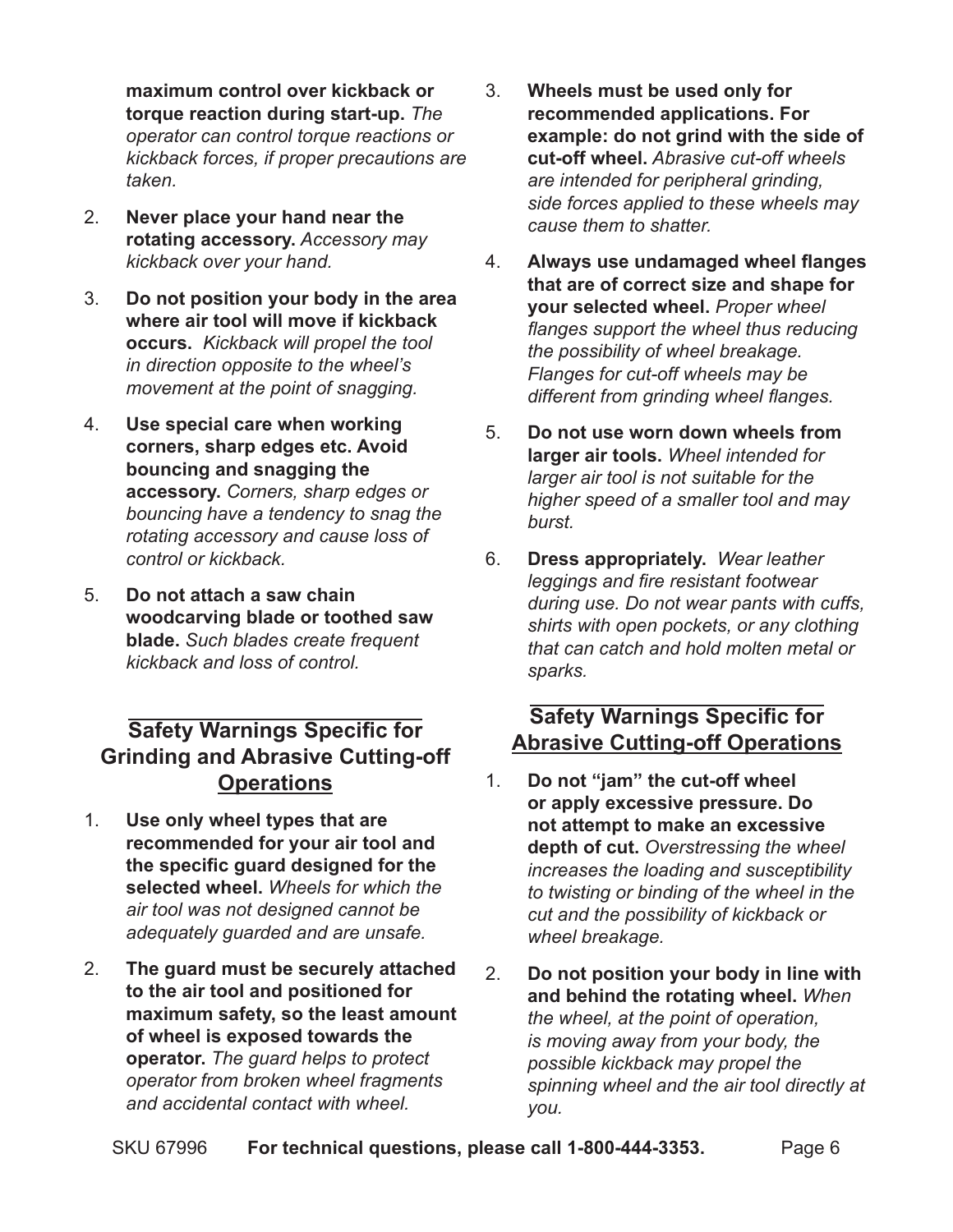**maximum control over kickback or torque reaction during start-up.** *The operator can control torque reactions or kickback forces, if proper precautions are taken.*

2. **Never place your hand near the rotating accessory.** *Accessory may kickback over your hand.*
3. **Do not position your body in the area where air tool will move if kickback occurs.** *Kickback will propel the tool in direction opposite to the wheel's movement at the point of snagging.*
4. **Use special care when working corners, sharp edges etc. Avoid bouncing and snagging the accessory.** *Corners, sharp edges or bouncing have a tendency to snag the rotating accessory and cause loss of control or kickback.*
5. **Do not attach a saw chain woodcarving blade or toothed saw blade.** *Such blades create frequent kickback and loss of control.*

## Safety Warnings Specific for Grinding and Abrasive Cutting-off Operations

1. **Use only wheel types that are recommended for your air tool and the specific guard designed for the selected wheel.** *Wheels for which the air tool was not designed cannot be adequately guarded and are unsafe.*
2. **The guard must be securely attached to the air tool and positioned for maximum safety, so the least amount of wheel is exposed towards the operator.** *The guard helps to protect operator from broken wheel fragments and accidental contact with wheel.*
3. **Wheels must be used only for recommended applications. For example: do not grind with the side of cut-off wheel.** *Abrasive cut-off wheels are intended for peripheral grinding, side forces applied to these wheels may cause them to shatter.*
4. **Always use undamaged wheel flanges that are of correct size and shape for your selected wheel.** *Proper wheel flanges support the wheel thus reducing the possibility of wheel breakage. Flanges for cut-off wheels may be different from grinding wheel flanges.*
5. **Do not use worn down wheels from larger air tools.** *Wheel intended for larger air tool is not suitable for the higher speed of a smaller tool and may burst.*
6. **Dress appropriately.** *Wear leather leggings and fire resistant footwear during use. Do not wear pants with cuffs, shirts with open pockets, or any clothing that can catch and hold molten metal or sparks.*

## Safety Warnings Specific for Abrasive Cutting-off Operations

1. **Do not "jam" the cut-off wheel or apply excessive pressure. Do not attempt to make an excessive depth of cut.** *Overstressing the wheel increases the loading and susceptibility to twisting or binding of the wheel in the cut and the possibility of kickback or wheel breakage.*
2. **Do not position your body in line with and behind the rotating wheel.** *When the wheel, at the point of operation, is moving away from your body, the possible kickback may propel the spinning wheel and the air tool directly at you.*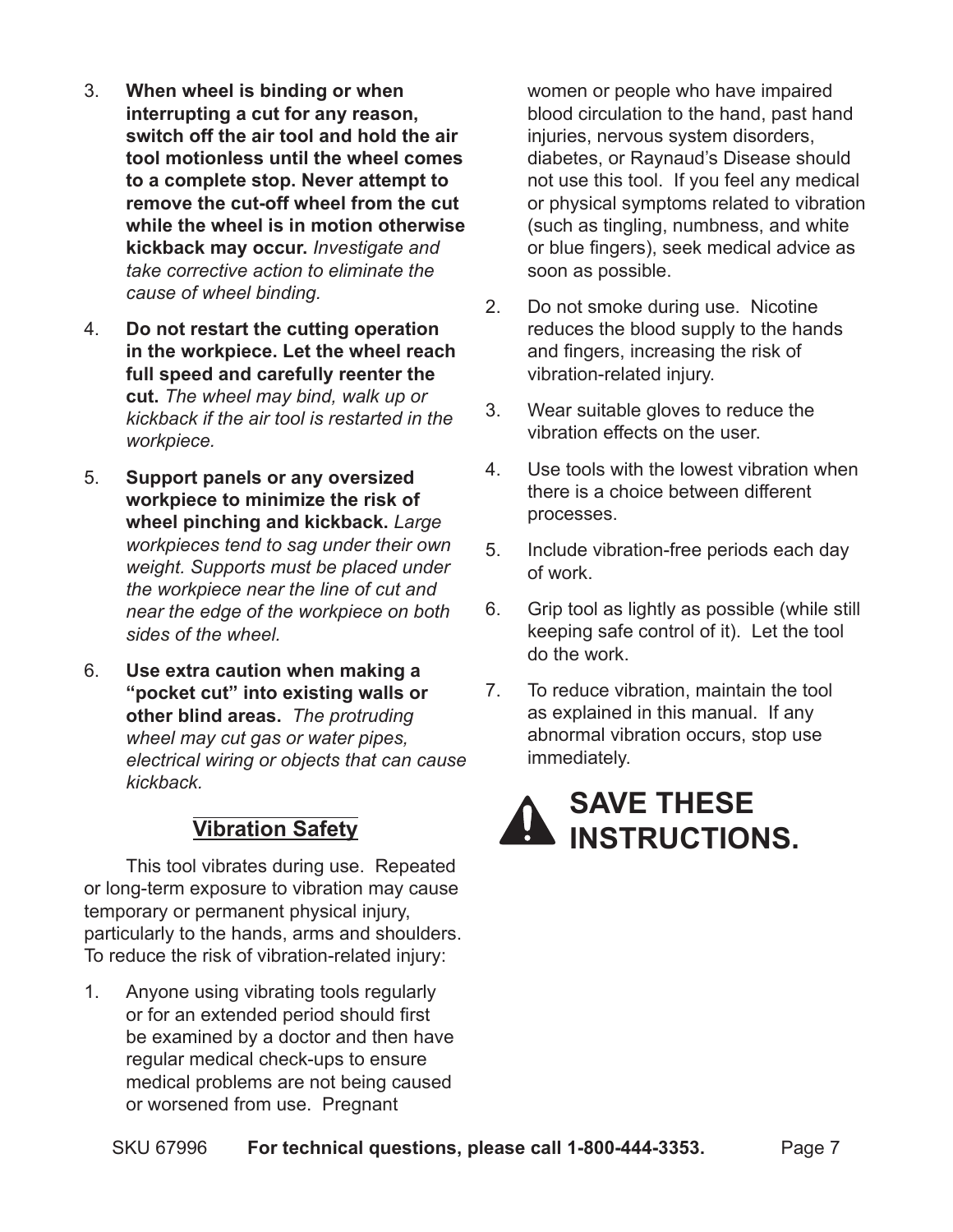3. **When wheel is binding or when interrupting a cut for any reason, switch off the air tool and hold the air tool motionless until the wheel comes to a complete stop. Never attempt to remove the cut-off wheel from the cut while the wheel is in motion otherwise kickback may occur.** *Investigate and take corrective action to eliminate the cause of wheel binding.*
4. **Do not restart the cutting operation in the workpiece. Let the wheel reach full speed and carefully reenter the cut.** *The wheel may bind, walk up or kickback if the air tool is restarted in the workpiece.*
5. **Support panels or any oversized workpiece to minimize the risk of wheel pinching and kickback.** *Large workpieces tend to sag under their own weight. Supports must be placed under the workpiece near the line of cut and near the edge of the workpiece on both sides of the wheel.*
6. **Use extra caution when making a "pocket cut" into existing walls or other blind areas.** *The protruding wheel may cut gas or water pipes, electrical wiring or objects that can cause kickback.*

## Vibration Safety

This tool vibrates during use. Repeated or long-term exposure to vibration may cause temporary or permanent physical injury, particularly to the hands, arms and shoulders. To reduce the risk of vibration-related injury:

1. Anyone using vibrating tools regularly or for an extended period should first be examined by a doctor and then have regular medical check-ups to ensure medical problems are not being caused or worsened from use. Pregnant women or people who have impaired blood circulation to the hand, past hand injuries, nervous system disorders, diabetes, or Raynaud's Disease should not use this tool. If you feel any medical or physical symptoms related to vibration (such as tingling, numbness, and white or blue fingers), seek medical advice as soon as possible.
2. Do not smoke during use. Nicotine reduces the blood supply to the hands and fingers, increasing the risk of vibration-related injury.
3. Wear suitable gloves to reduce the vibration effects on the user.
4. Use tools with the lowest vibration when there is a choice between different processes.
5. Include vibration-free periods each day of work.
6. Grip tool as lightly as possible (while still keeping safe control of it). Let the tool do the work.
7. To reduce vibration, maintain the tool as explained in this manual. If any abnormal vibration occurs, stop use immediately.

## SAVE THESE INSTRUCTIONS.

SKU 67996 **For technical questions, please call 1-800-444-3353.**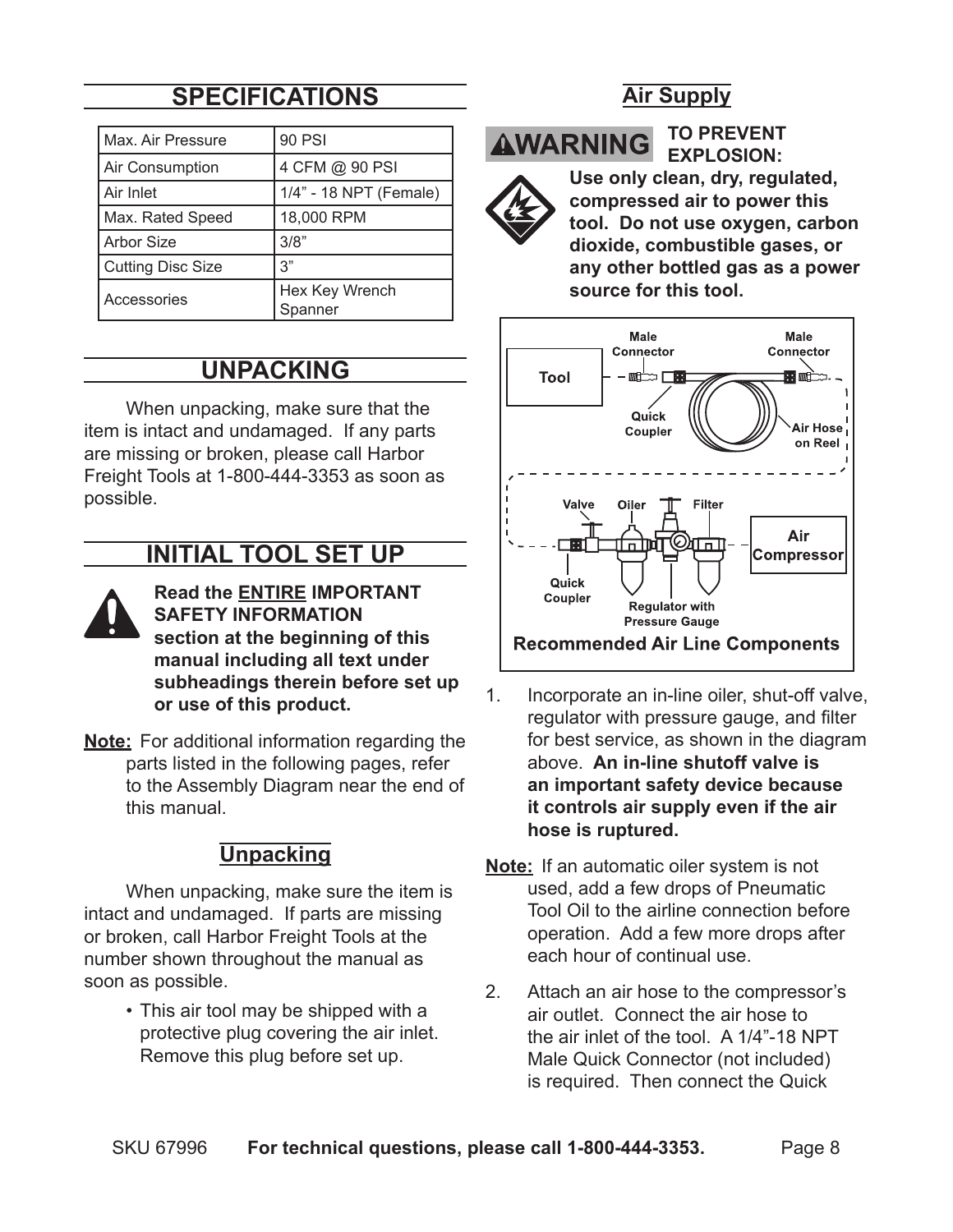## SPECIFICATIONS

| Max. Air Pressure | 90 PSI |
|---|---|
| Air Consumption | 4 CFM @ 90 PSI |
| Air Inlet | 1/4" - 18 NPT (Female) |
| Max. Rated Speed | 18,000 RPM |
| Arbor Size | 3/8" |
| Cutting Disc Size | 3" |
| Accessories | Hex Key Wrench<br>Spanner |

## UNPACKING

When unpacking, make sure that the item is intact and undamaged. If any parts are missing or broken, please call Harbor Freight Tools at 1-800-444-3353 as soon as possible.

## INITIAL TOOL SET UP

**Read the ENTIRE IMPORTANT SAFETY INFORMATION section at the beginning of this manual including all text under subheadings therein before set up or use of this product.**

**Note:** For additional information regarding the parts listed in the following pages, refer to the Assembly Diagram near the end of this manual.

### Unpacking

When unpacking, make sure the item is intact and undamaged. If parts are missing or broken, call Harbor Freight Tools at the number shown throughout the manual as soon as possible.

- This air tool may be shipped with a protective plug covering the air inlet. Remove this plug before set up.

### Air Supply

**WARNING TO PREVENT EXPLOSION: Use only clean, dry, regulated, compressed air to power this tool. Do not use oxygen, carbon dioxide, combustible gases, or any other bottled gas as a power source for this tool.**

Tool | Male Connector | Quick Coupler | Male Connector | Air Hose on Reel | Valve | Oiler | Filter | Air Compressor | Quick Coupler | Regulator with Pressure Gauge

**Recommended Air Line Components**

1. Incorporate an in-line oiler, shut-off valve, regulator with pressure gauge, and filter for best service, as shown in the diagram above. **An in-line shutoff valve is an important safety device because it controls air supply even if the air hose is ruptured.**

**Note:** If an automatic oiler system is not used, add a few drops of Pneumatic Tool Oil to the airline connection before operation. Add a few more drops after each hour of continual use.

2. Attach an air hose to the compressor's air outlet. Connect the air hose to the air inlet of the tool. A 1/4"-18 NPT Male Quick Connector (not included) is required. Then connect the Quick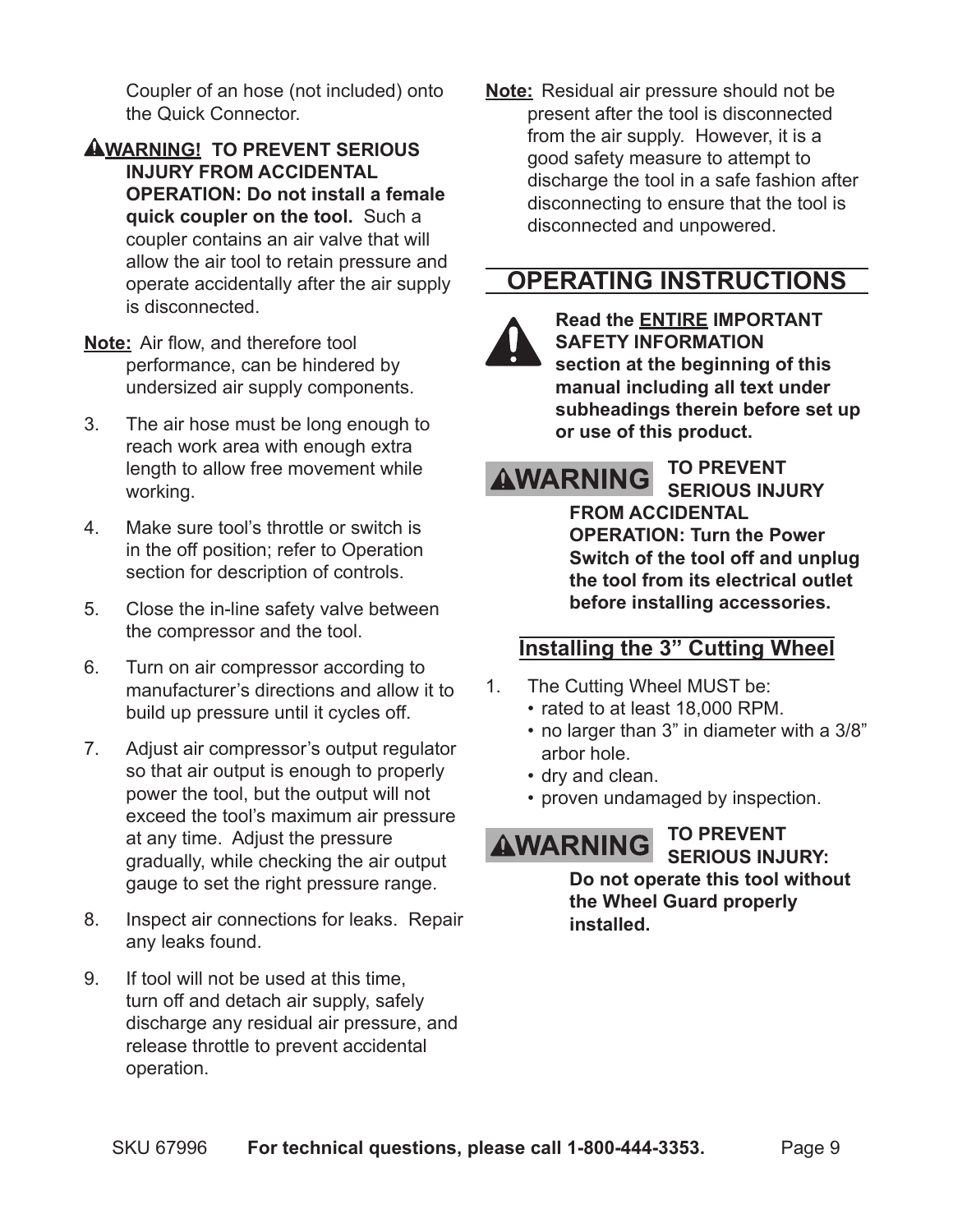Coupler of an hose (not included) onto the Quick Connector.

**⚠WARNING! TO PREVENT SERIOUS INJURY FROM ACCIDENTAL OPERATION: Do not install a female quick coupler on the tool.** Such a coupler contains an air valve that will allow the air tool to retain pressure and operate accidentally after the air supply is disconnected.

**Note:** Air flow, and therefore tool performance, can be hindered by undersized air supply components.

3. The air hose must be long enough to reach work area with enough extra length to allow free movement while working.
4. Make sure tool's throttle or switch is in the off position; refer to Operation section for description of controls.
5. Close the in-line safety valve between the compressor and the tool.
6. Turn on air compressor according to manufacturer's directions and allow it to build up pressure until it cycles off.
7. Adjust air compressor's output regulator so that air output is enough to properly power the tool, but the output will not exceed the tool's maximum air pressure at any time. Adjust the pressure gradually, while checking the air output gauge to set the right pressure range.
8. Inspect air connections for leaks. Repair any leaks found.
9. If tool will not be used at this time, turn off and detach air supply, safely discharge any residual air pressure, and release throttle to prevent accidental operation.

**Note:** Residual air pressure should not be present after the tool is disconnected from the air supply. However, it is a good safety measure to attempt to discharge the tool in a safe fashion after disconnecting to ensure that the tool is disconnected and unpowered.

# OPERATING INSTRUCTIONS

**Read the ENTIRE IMPORTANT SAFETY INFORMATION section at the beginning of this manual including all text under subheadings therein before set up or use of this product.**

**⚠WARNING TO PREVENT SERIOUS INJURY FROM ACCIDENTAL OPERATION: Turn the Power Switch of the tool off and unplug the tool from its electrical outlet before installing accessories.**

## Installing the 3" Cutting Wheel

1. The Cutting Wheel MUST be:
   - rated to at least 18,000 RPM.
   - no larger than 3" in diameter with a 3/8" arbor hole.
   - dry and clean.
   - proven undamaged by inspection.

**⚠WARNING TO PREVENT SERIOUS INJURY: Do not operate this tool without the Wheel Guard properly installed.**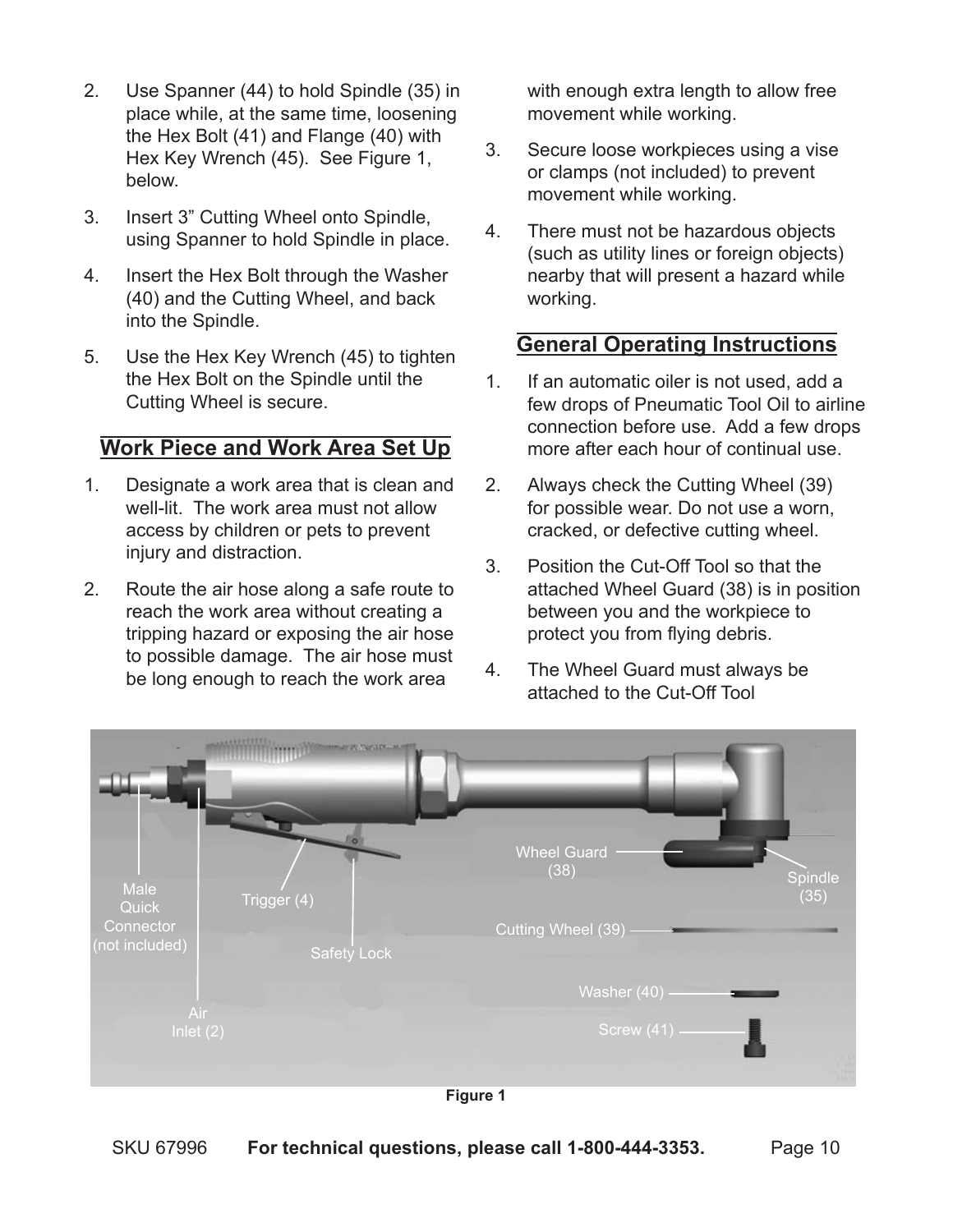2. Use Spanner (44) to hold Spindle (35) in place while, at the same time, loosening the Hex Bolt (41) and Flange (40) with Hex Key Wrench (45). See Figure 1, below.
3. Insert 3" Cutting Wheel onto Spindle, using Spanner to hold Spindle in place.
4. Insert the Hex Bolt through the Washer (40) and the Cutting Wheel, and back into the Spindle.
5. Use the Hex Key Wrench (45) to tighten the Hex Bolt on the Spindle until the Cutting Wheel is secure.

## Work Piece and Work Area Set Up

1. Designate a work area that is clean and well-lit. The work area must not allow access by children or pets to prevent injury and distraction.
2. Route the air hose along a safe route to reach the work area without creating a tripping hazard or exposing the air hose to possible damage. The air hose must be long enough to reach the work area with enough extra length to allow free movement while working.
3. Secure loose workpieces using a vise or clamps (not included) to prevent movement while working.
4. There must not be hazardous objects (such as utility lines or foreign objects) nearby that will present a hazard while working.

## General Operating Instructions

1. If an automatic oiler is not used, add a few drops of Pneumatic Tool Oil to airline connection before use. Add a few drops more after each hour of continual use.
2. Always check the Cutting Wheel (39) for possible wear. Do not use a worn, cracked, or defective cutting wheel.
3. Position the Cut-Off Tool so that the attached Wheel Guard (38) is in position between you and the workpiece to protect you from flying debris.
4. The Wheel Guard must always be attached to the Cut-Off Tool

Male Quick Connector (not included)

Air Inlet (2)

Trigger (4)

Safety Lock

Wheel Guard (38)

Spindle (35)

Cutting Wheel (39)

Washer (40)

Screw (41)

**Figure 1**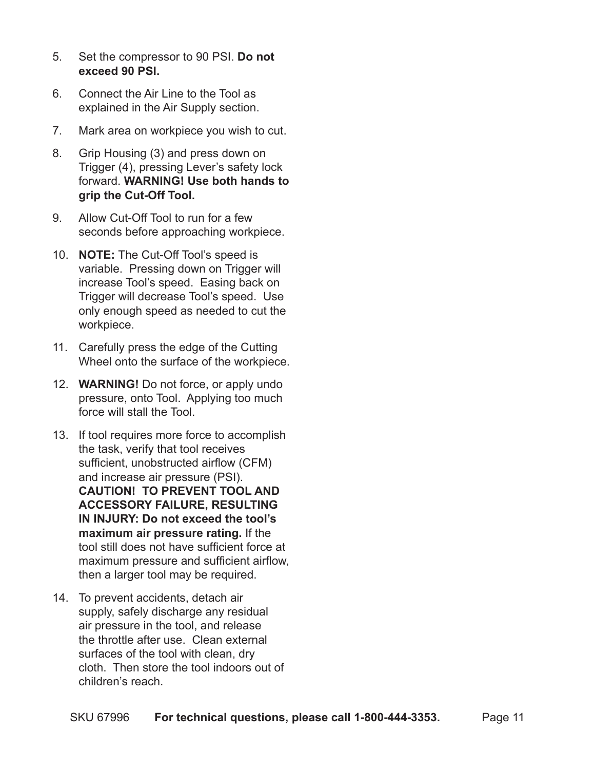5. Set the compressor to 90 PSI. **Do not exceed 90 PSI.**

6. Connect the Air Line to the Tool as explained in the Air Supply section.

7. Mark area on workpiece you wish to cut.

8. Grip Housing (3) and press down on Trigger (4), pressing Lever's safety lock forward. **WARNING! Use both hands to grip the Cut-Off Tool.**

9. Allow Cut-Off Tool to run for a few seconds before approaching workpiece.

10. **NOTE:** The Cut-Off Tool's speed is variable. Pressing down on Trigger will increase Tool's speed. Easing back on Trigger will decrease Tool's speed. Use only enough speed as needed to cut the workpiece.

11. Carefully press the edge of the Cutting Wheel onto the surface of the workpiece.

12. **WARNING!** Do not force, or apply undo pressure, onto Tool. Applying too much force will stall the Tool.

13. If tool requires more force to accomplish the task, verify that tool receives sufficient, unobstructed airflow (CFM) and increase air pressure (PSI). **CAUTION! TO PREVENT TOOL AND ACCESSORY FAILURE, RESULTING IN INJURY: Do not exceed the tool's maximum air pressure rating.** If the tool still does not have sufficient force at maximum pressure and sufficient airflow, then a larger tool may be required.

14. To prevent accidents, detach air supply, safely discharge any residual air pressure in the tool, and release the throttle after use. Clean external surfaces of the tool with clean, dry cloth. Then store the tool indoors out of children's reach.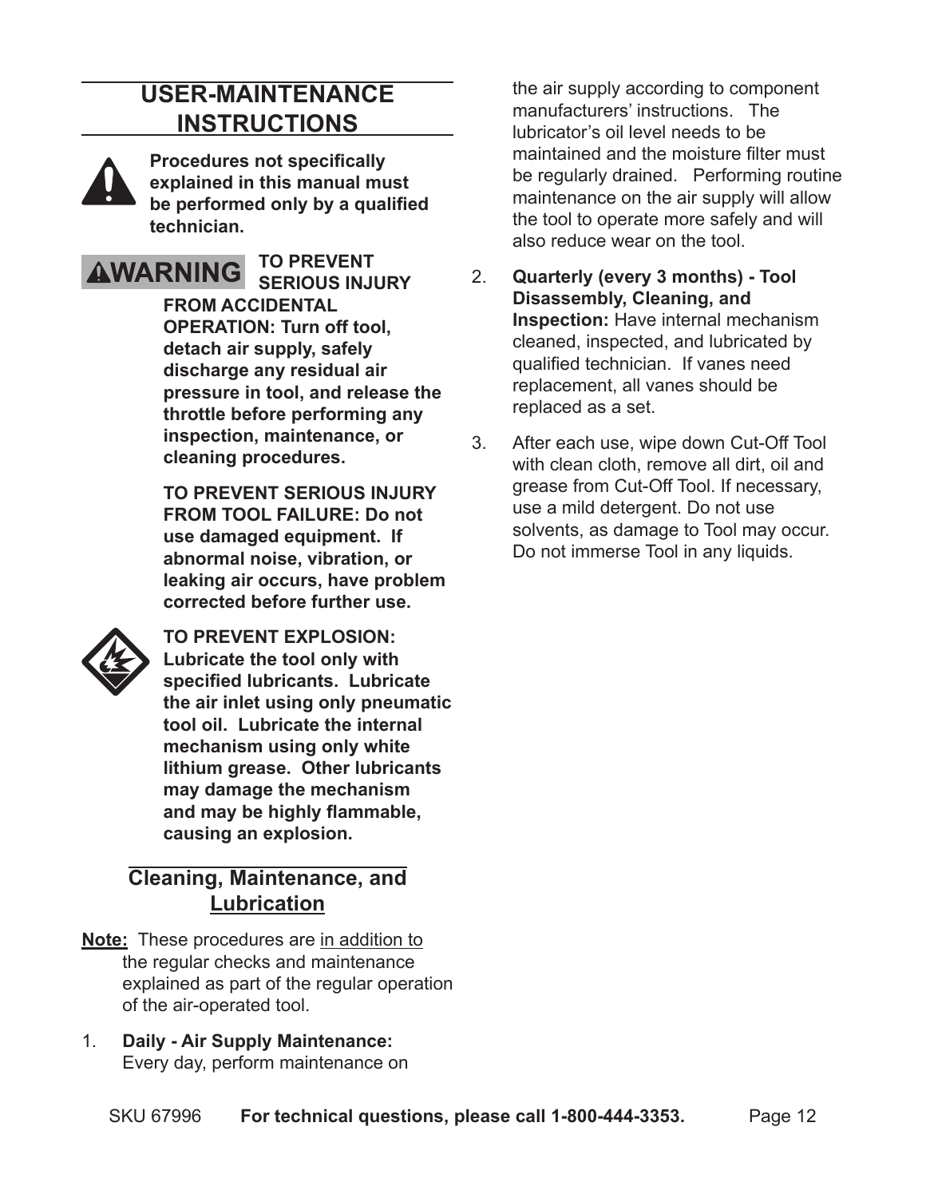## USER-MAINTENANCE INSTRUCTIONS

**Procedures not specifically explained in this manual must be performed only by a qualified technician.**

**WARNING** **TO PREVENT SERIOUS INJURY FROM ACCIDENTAL OPERATION: Turn off tool, detach air supply, safely discharge any residual air pressure in tool, and release the throttle before performing any inspection, maintenance, or cleaning procedures.**

**TO PREVENT SERIOUS INJURY FROM TOOL FAILURE: Do not use damaged equipment. If abnormal noise, vibration, or leaking air occurs, have problem corrected before further use.**

**TO PREVENT EXPLOSION: Lubricate the tool only with specified lubricants. Lubricate the air inlet using only pneumatic tool oil. Lubricate the internal mechanism using only white lithium grease. Other lubricants may damage the mechanism and may be highly flammable, causing an explosion.**

### Cleaning, Maintenance, and Lubrication

**Note:** These procedures are in addition to the regular checks and maintenance explained as part of the regular operation of the air-operated tool.

1. **Daily - Air Supply Maintenance:** Every day, perform maintenance on the air supply according to component manufacturers' instructions. The lubricator's oil level needs to be maintained and the moisture filter must be regularly drained. Performing routine maintenance on the air supply will allow the tool to operate more safely and will also reduce wear on the tool.
2. **Quarterly (every 3 months) - Tool Disassembly, Cleaning, and Inspection:** Have internal mechanism cleaned, inspected, and lubricated by qualified technician. If vanes need replacement, all vanes should be replaced as a set.
3. After each use, wipe down Cut-Off Tool with clean cloth, remove all dirt, oil and grease from Cut-Off Tool. If necessary, use a mild detergent. Do not use solvents, as damage to Tool may occur. Do not immerse Tool in any liquids.

SKU 67996 **For technical questions, please call 1-800-444-3353.**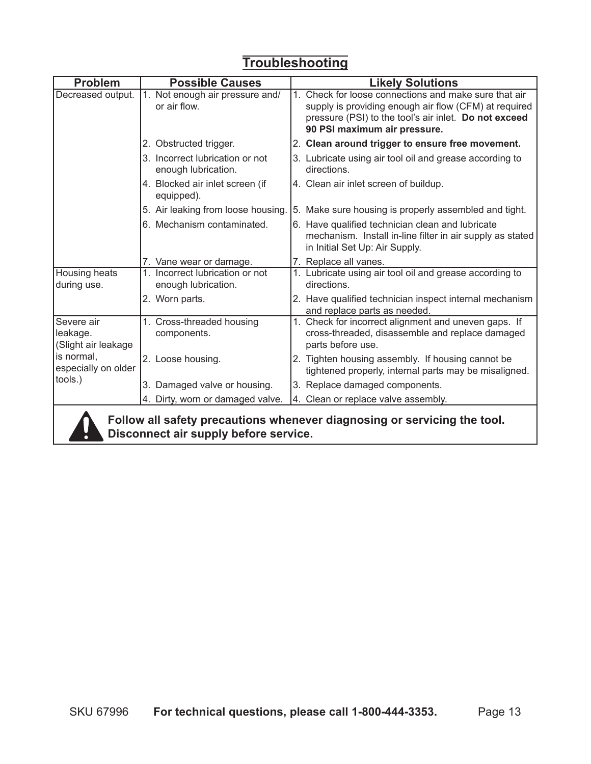## Troubleshooting

| Problem | Possible Causes | Likely Solutions |
|---|---|---|
| Decreased output. | 1. Not enough air pressure and/ or air flow. | 1. Check for loose connections and make sure that air supply is providing enough air flow (CFM) at required pressure (PSI) to the tool's air inlet. **Do not exceed 90 PSI maximum air pressure.** |
| | 2. Obstructed trigger. | 2. **Clean around trigger to ensure free movement.** |
| | 3. Incorrect lubrication or not enough lubrication. | 3. Lubricate using air tool oil and grease according to directions. |
| | 4. Blocked air inlet screen (if equipped). | 4. Clean air inlet screen of buildup. |
| | 5. Air leaking from loose housing. | 5. Make sure housing is properly assembled and tight. |
| | 6. Mechanism contaminated. | 6. Have qualified technician clean and lubricate mechanism. Install in-line filter in air supply as stated in Initial Set Up: Air Supply. |
| | 7. Vane wear or damage. | 7. Replace all vanes. |
| Housing heats during use. | 1. Incorrect lubrication or not enough lubrication. | 1. Lubricate using air tool oil and grease according to directions. |
| | 2. Worn parts. | 2. Have qualified technician inspect internal mechanism and replace parts as needed. |
| Severe air leakage. (Slight air leakage is normal, especially on older tools.) | 1. Cross-threaded housing components. | 1. Check for incorrect alignment and uneven gaps. If cross-threaded, disassemble and replace damaged parts before use. |
| | 2. Loose housing. | 2. Tighten housing assembly. If housing cannot be tightened properly, internal parts may be misaligned. |
| | 3. Damaged valve or housing. | 3. Replace damaged components. |
| | 4. Dirty, worn or damaged valve. | 4. Clean or replace valve assembly. |

**Follow all safety precautions whenever diagnosing or servicing the tool. Disconnect air supply before service.**

SKU 67996 **For technical questions, please call 1-800-444-3353.**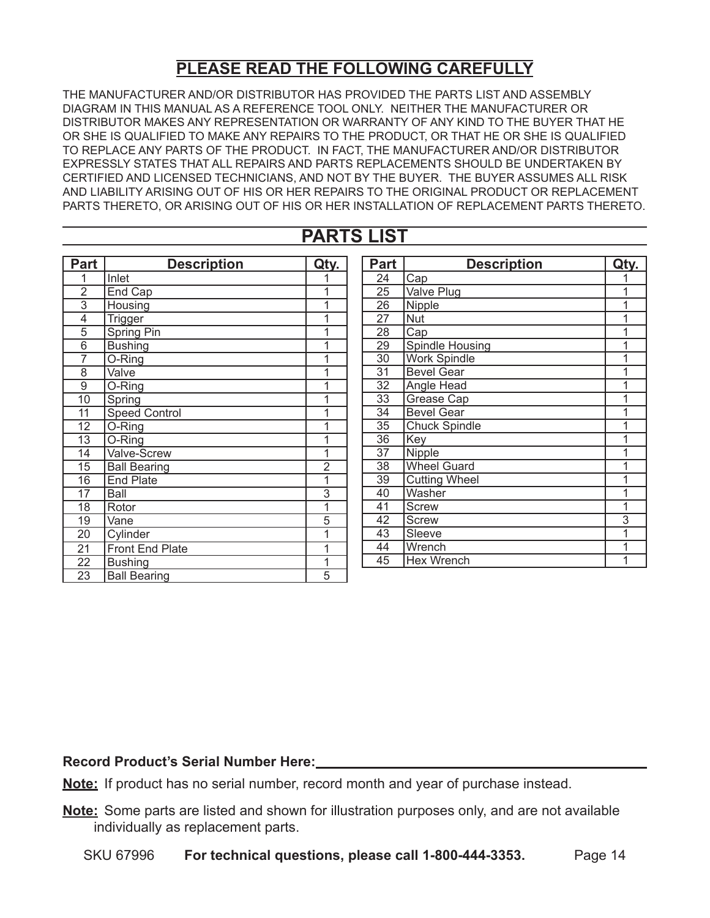## PLEASE READ THE FOLLOWING CAREFULLY

THE MANUFACTURER AND/OR DISTRIBUTOR HAS PROVIDED THE PARTS LIST AND ASSEMBLY DIAGRAM IN THIS MANUAL AS A REFERENCE TOOL ONLY. NEITHER THE MANUFACTURER OR DISTRIBUTOR MAKES ANY REPRESENTATION OR WARRANTY OF ANY KIND TO THE BUYER THAT HE OR SHE IS QUALIFIED TO MAKE ANY REPAIRS TO THE PRODUCT, OR THAT HE OR SHE IS QUALIFIED TO REPLACE ANY PARTS OF THE PRODUCT. IN FACT, THE MANUFACTURER AND/OR DISTRIBUTOR EXPRESSLY STATES THAT ALL REPAIRS AND PARTS REPLACEMENTS SHOULD BE UNDERTAKEN BY CERTIFIED AND LICENSED TECHNICIANS, AND NOT BY THE BUYER. THE BUYER ASSUMES ALL RISK AND LIABILITY ARISING OUT OF HIS OR HER REPAIRS TO THE ORIGINAL PRODUCT OR REPLACEMENT PARTS THERETO, OR ARISING OUT OF HIS OR HER INSTALLATION OF REPLACEMENT PARTS THERETO.

# PARTS LIST

| Part | Description | Qty. |
|---|---|---|
| 1 | Inlet | 1 |
| 2 | End Cap | 1 |
| 3 | Housing | 1 |
| 4 | Trigger | 1 |
| 5 | Spring Pin | 1 |
| 6 | Bushing | 1 |
| 7 | O-Ring | 1 |
| 8 | Valve | 1 |
| 9 | O-Ring | 1 |
| 10 | Spring | 1 |
| 11 | Speed Control | 1 |
| 12 | O-Ring | 1 |
| 13 | O-Ring | 1 |
| 14 | Valve-Screw | 1 |
| 15 | Ball Bearing | 2 |
| 16 | End Plate | 1 |
| 17 | Ball | 3 |
| 18 | Rotor | 1 |
| 19 | Vane | 5 |
| 20 | Cylinder | 1 |
| 21 | Front End Plate | 1 |
| 22 | Bushing | 1 |
| 23 | Ball Bearing | 5 |
| 24 | Cap | 1 |
| 25 | Valve Plug | 1 |
| 26 | Nipple | 1 |
| 27 | Nut | 1 |
| 28 | Cap | 1 |
| 29 | Spindle Housing | 1 |
| 30 | Work Spindle | 1 |
| 31 | Bevel Gear | 1 |
| 32 | Angle Head | 1 |
| 33 | Grease Cap | 1 |
| 34 | Bevel Gear | 1 |
| 35 | Chuck Spindle | 1 |
| 36 | Key | 1 |
| 37 | Nipple | 1 |
| 38 | Wheel Guard | 1 |
| 39 | Cutting Wheel | 1 |
| 40 | Washer | 1 |
| 41 | Screw | 1 |
| 42 | Screw | 3 |
| 43 | Sleeve | 1 |
| 44 | Wrench | 1 |
| 45 | Hex Wrench | 1 |

**Record Product's Serial Number Here:**\_\_\_\_\_\_\_\_\_\_\_\_\_\_\_\_\_\_\_\_\_\_\_\_\_\_\_\_\_\_

**Note:** If product has no serial number, record month and year of purchase instead.

**Note:** Some parts are listed and shown for illustration purposes only, and are not available individually as replacement parts.

SKU 67996 **For technical questions, please call 1-800-444-3353.**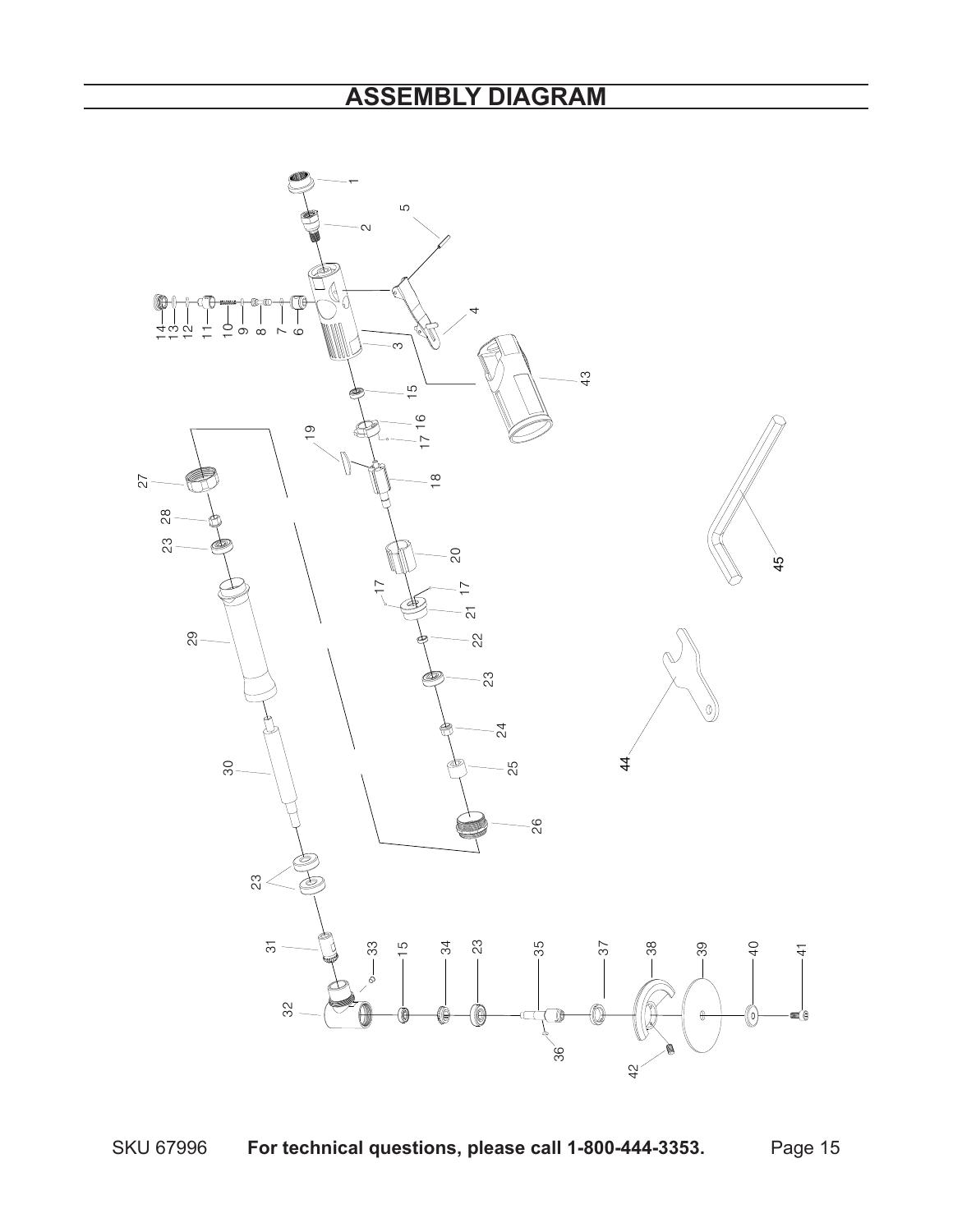# ASSEMBLY DIAGRAM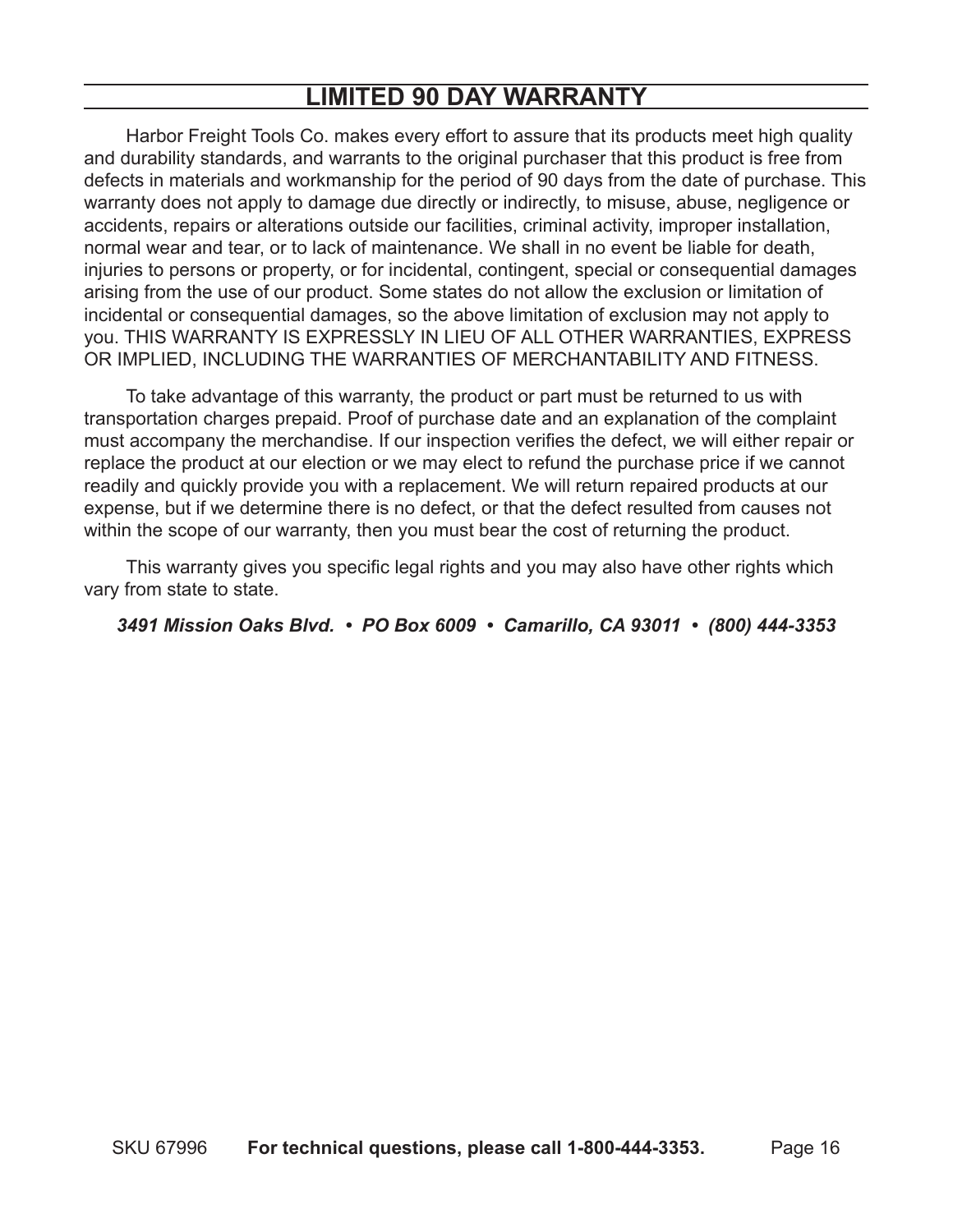## LIMITED 90 DAY WARRANTY

Harbor Freight Tools Co. makes every effort to assure that its products meet high quality and durability standards, and warrants to the original purchaser that this product is free from defects in materials and workmanship for the period of 90 days from the date of purchase. This warranty does not apply to damage due directly or indirectly, to misuse, abuse, negligence or accidents, repairs or alterations outside our facilities, criminal activity, improper installation, normal wear and tear, or to lack of maintenance. We shall in no event be liable for death, injuries to persons or property, or for incidental, contingent, special or consequential damages arising from the use of our product. Some states do not allow the exclusion or limitation of incidental or consequential damages, so the above limitation of exclusion may not apply to you. THIS WARRANTY IS EXPRESSLY IN LIEU OF ALL OTHER WARRANTIES, EXPRESS OR IMPLIED, INCLUDING THE WARRANTIES OF MERCHANTABILITY AND FITNESS.

To take advantage of this warranty, the product or part must be returned to us with transportation charges prepaid. Proof of purchase date and an explanation of the complaint must accompany the merchandise. If our inspection verifies the defect, we will either repair or replace the product at our election or we may elect to refund the purchase price if we cannot readily and quickly provide you with a replacement. We will return repaired products at our expense, but if we determine there is no defect, or that the defect resulted from causes not within the scope of our warranty, then you must bear the cost of returning the product.

This warranty gives you specific legal rights and you may also have other rights which vary from state to state.

***3491 Mission Oaks Blvd. • PO Box 6009 • Camarillo, CA 93011 • (800) 444-3353***

SKU 67996 **For technical questions, please call 1-800-444-3353.**